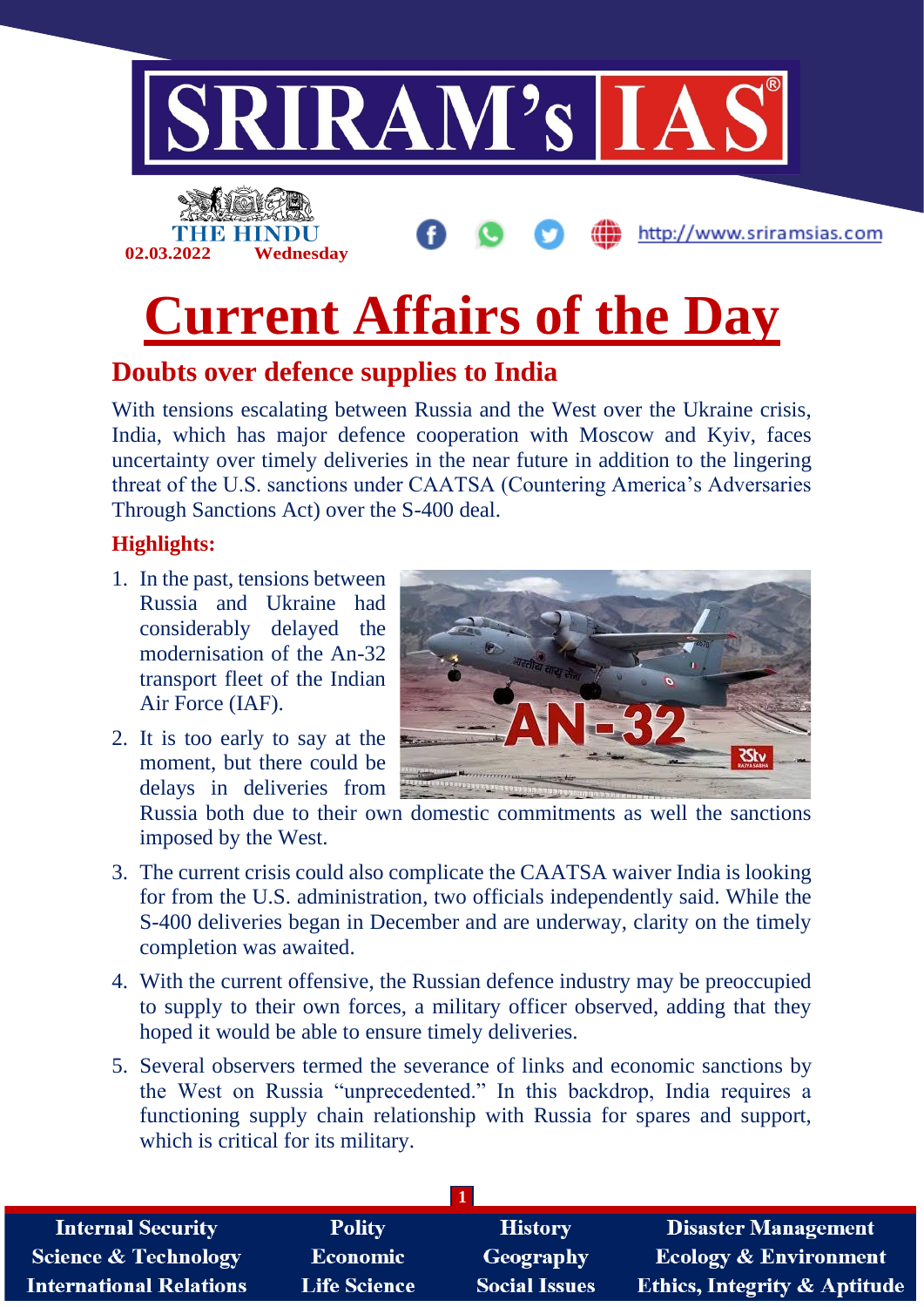# Current Affairs of the Day

02.03.2022 Wednesday

## Doubts over defence supplies to India

With tensions escalating between Russia and the West over the Ukraine crisis, India, which has major defence cooperation with Moscow and Kyiv, faces uncertainty over timely deliveries in the near future in addition to the lingering threat of the U.S. sanctions under CAATSA (Countering America's Adversaries Through Sanctions Act) over the S-400 deal.

### Highlights:

1. In the past, tensions between Russia and Ukraine had considerably delayed the modernisation of the An-32 transport fleet of the Indian Air Force (IAF).
2. It is too early to say at the moment, but there could be delays in deliveries from Russia both due to their own domestic commitments as well the sanctions imposed by the West.
3. The current crisis could also complicate the CAATSA waiver India is looking for from the U.S. administration, two officials independently said. While the S-400 deliveries began in December and are underway, clarity on the timely completion was awaited.
4. With the current offensive, the Russian defence industry may be preoccupied to supply to their own forces, a military officer observed, adding that they hoped it would be able to ensure timely deliveries.
5. Several observers termed the severance of links and economic sanctions by the West on Russia "unprecedented." In this backdrop, India requires a functioning supply chain relationship with Russia for spares and support, which is critical for its military.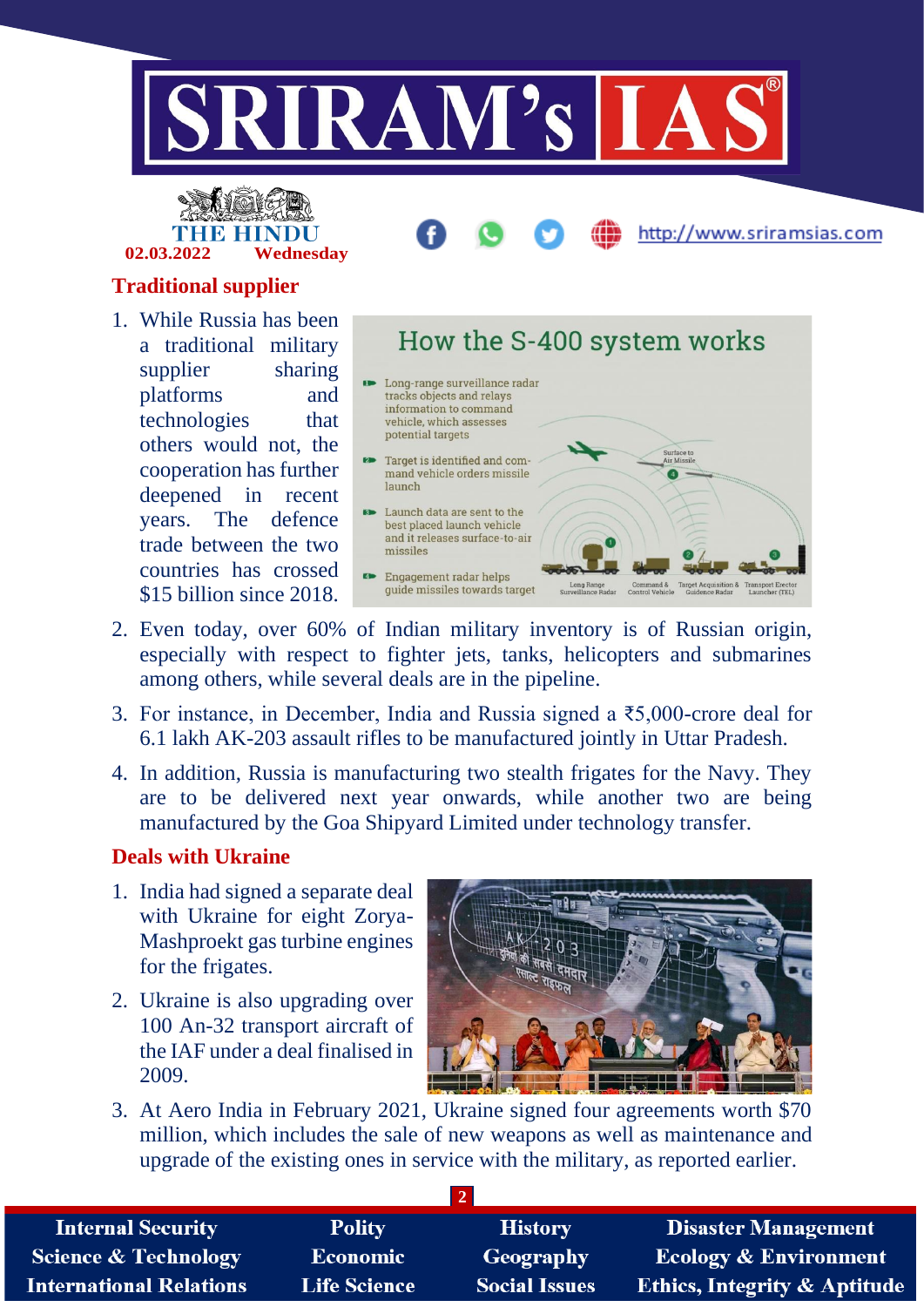## Traditional supplier

1. While Russia has been a traditional military supplier sharing platforms and technologies that others would not, the cooperation has further deepened in recent years. The defence trade between the two countries has crossed $15 billion since 2018.

How the S-400 system works

- Long-range surveillance radar tracks objects and relays information to command vehicle, which assesses potential targets
- Target is identified and command vehicle orders missile launch
- Launch data are sent to the best placed launch vehicle and it releases surface-to-air missiles
- Engagement radar helps guide missiles towards target

Surface to Air Missile · Long Range Surveillance Radar · Command & Control Vehicle · Target Acquisition & Guidance Radar · Transport Erector Launcher (TEL)

2. Even today, over 60% of Indian military inventory is of Russian origin, especially with respect to fighter jets, tanks, helicopters and submarines among others, while several deals are in the pipeline.
3. For instance, in December, India and Russia signed a ₹5,000-crore deal for 6.1 lakh AK-203 assault rifles to be manufactured jointly in Uttar Pradesh.
4. In addition, Russia is manufacturing two stealth frigates for the Navy. They are to be delivered next year onwards, while another two are being manufactured by the Goa Shipyard Limited under technology transfer.

## Deals with Ukraine

1. India had signed a separate deal with Ukraine for eight Zorya-Mashproekt gas turbine engines for the frigates.
2. Ukraine is also upgrading over 100 An-32 transport aircraft of the IAF under a deal finalised in 2009.
3. At Aero India in February 2021, Ukraine signed four agreements worth $70 million, which includes the sale of new weapons as well as maintenance and upgrade of the existing ones in service with the military, as reported earlier.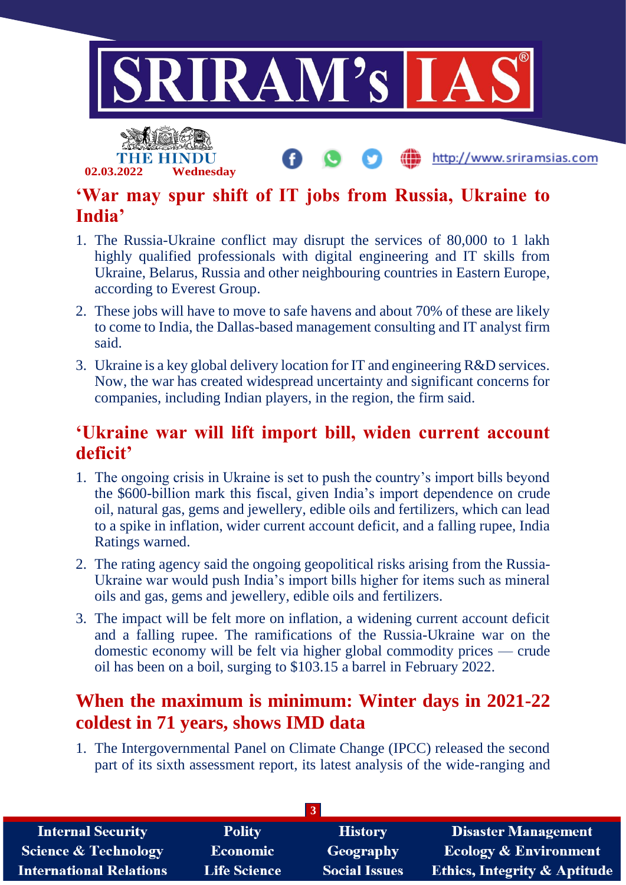## 'War may spur shift of IT jobs from Russia, Ukraine to India'

1. The Russia-Ukraine conflict may disrupt the services of 80,000 to 1 lakh highly qualified professionals with digital engineering and IT skills from Ukraine, Belarus, Russia and other neighbouring countries in Eastern Europe, according to Everest Group.
2. These jobs will have to move to safe havens and about 70% of these are likely to come to India, the Dallas-based management consulting and IT analyst firm said.
3. Ukraine is a key global delivery location for IT and engineering R&D services. Now, the war has created widespread uncertainty and significant concerns for companies, including Indian players, in the region, the firm said.

## 'Ukraine war will lift import bill, widen current account deficit'

1. The ongoing crisis in Ukraine is set to push the country's import bills beyond the $600-billion mark this fiscal, given India's import dependence on crude oil, natural gas, gems and jewellery, edible oils and fertilizers, which can lead to a spike in inflation, wider current account deficit, and a falling rupee, India Ratings warned.
2. The rating agency said the ongoing geopolitical risks arising from the Russia-Ukraine war would push India's import bills higher for items such as mineral oils and gas, gems and jewellery, edible oils and fertilizers.
3. The impact will be felt more on inflation, a widening current account deficit and a falling rupee. The ramifications of the Russia-Ukraine war on the domestic economy will be felt via higher global commodity prices — crude oil has been on a boil, surging to $103.15 a barrel in February 2022.

## When the maximum is minimum: Winter days in 2021-22 coldest in 71 years, shows IMD data

1. The Intergovernmental Panel on Climate Change (IPCC) released the second part of its sixth assessment report, its latest analysis of the wide-ranging and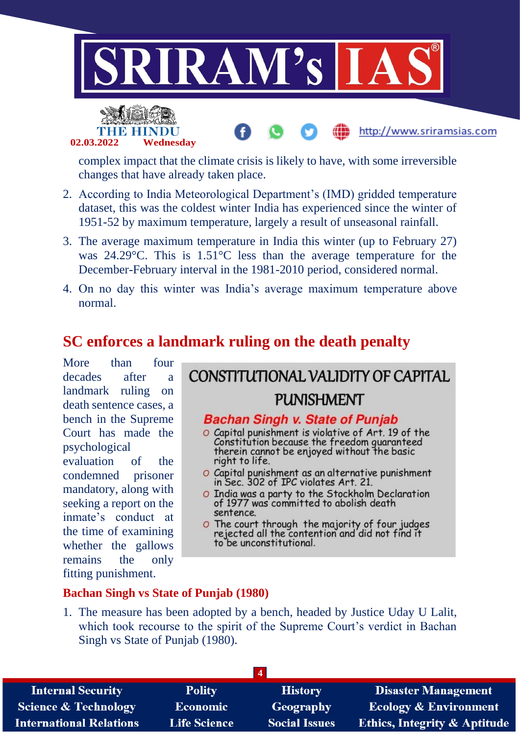complex impact that the climate crisis is likely to have, with some irreversible changes that have already taken place.

2. According to India Meteorological Department's (IMD) gridded temperature dataset, this was the coldest winter India has experienced since the winter of 1951-52 by maximum temperature, largely a result of unseasonal rainfall.
3. The average maximum temperature in India this winter (up to February 27) was 24.29°C. This is 1.51°C less than the average temperature for the December-February interval in the 1981-2010 period, considered normal.
4. On no day this winter was India's average maximum temperature above normal.

## SC enforces a landmark ruling on the death penalty

More than four decades after a landmark ruling on death sentence cases, a bench in the Supreme Court has made the psychological evaluation of the condemned prisoner mandatory, along with seeking a report on the inmate's conduct at the time of examining whether the gallows remains the only fitting punishment.

**CONSTITUTIONAL VALIDITY OF CAPITAL PUNISHMENT**

**Bachan Singh v. State of Punjab**

- Capital punishment is violative of Art. 19 of the Constitution because the freedom guaranteed therein cannot be enjoyed without the basic right to life.
- Capital punishment as an alternative punishment in Sec. 302 of IPC violates Art. 21.
- India was a party to the Stockholm Declaration of 1977 was committed to abolish death sentence.
- The court through the majority of four judges rejected all the contention and did not find it to be unconstitutional.

### Bachan Singh vs State of Punjab (1980)

1. The measure has been adopted by a bench, headed by Justice Uday U Lalit, which took recourse to the spirit of the Supreme Court's verdict in Bachan Singh vs State of Punjab (1980).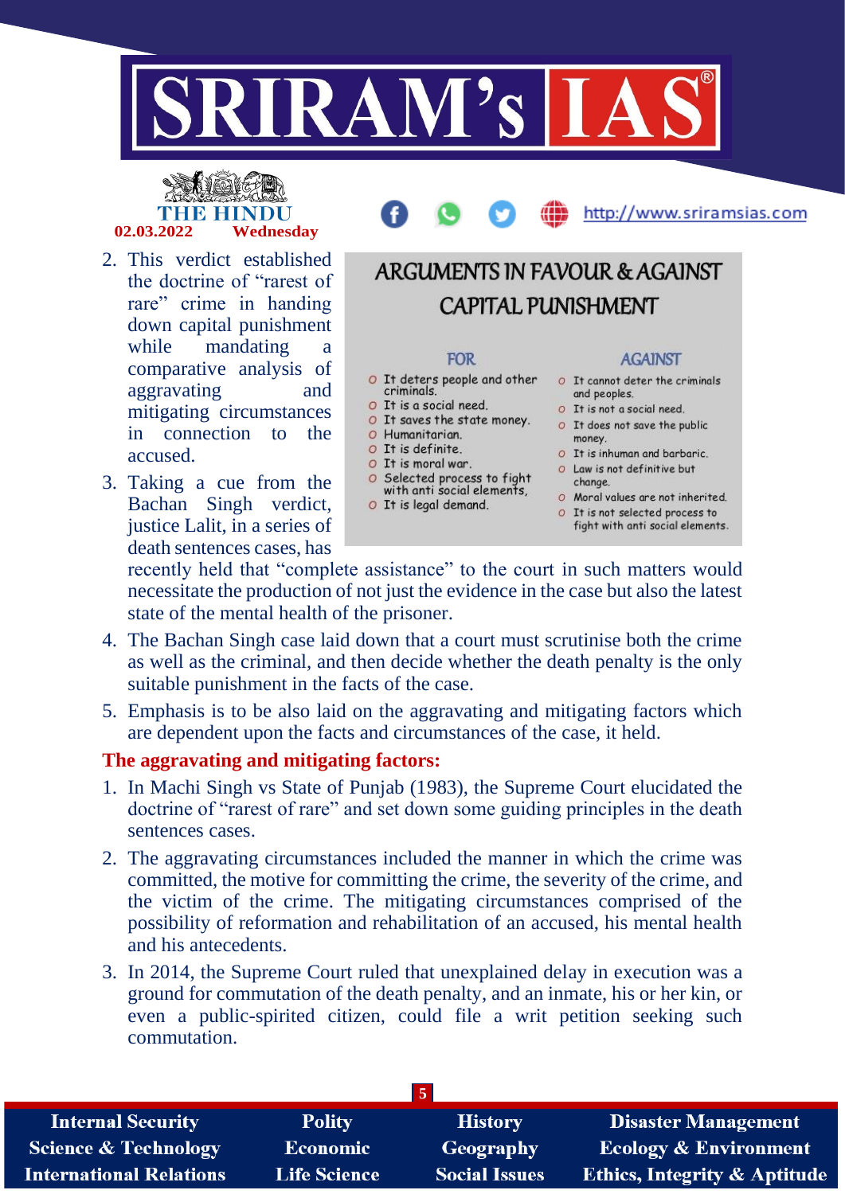2. This verdict established the doctrine of "rarest of rare" crime in handing down capital punishment while mandating a comparative analysis of aggravating and mitigating circumstances in connection to the accused.
3. Taking a cue from the Bachan Singh verdict, justice Lalit, in a series of death sentences cases, has recently held that "complete assistance" to the court in such matters would necessitate the production of not just the evidence in the case but also the latest state of the mental health of the prisoner.
4. The Bachan Singh case laid down that a court must scrutinise both the crime as well as the criminal, and then decide whether the death penalty is the only suitable punishment in the facts of the case.
5. Emphasis is to be also laid on the aggravating and mitigating factors which are dependent upon the facts and circumstances of the case, it held.

## ARGUMENTS IN FAVOUR & AGAINST CAPITAL PUNISHMENT

| FOR | AGAINST |
|---|---|
| It deters people and other criminals. | It cannot deter the criminals and peoples. |
| It is a social need. | It is not a social need. |
| It saves the state money. | It does not save the public money. |
| Humanitarian. | It is inhuman and barbaric. |
| It is definite. | Law is not definitive but change. |
| It is moral war. | Moral values are not inherited. |
| Selected process to fight with anti social elements. | It is not selected process to fight with anti social elements. |
| It is legal demand. | |

**The aggravating and mitigating factors:**

1. In Machi Singh vs State of Punjab (1983), the Supreme Court elucidated the doctrine of "rarest of rare" and set down some guiding principles in the death sentences cases.
2. The aggravating circumstances included the manner in which the crime was committed, the motive for committing the crime, the severity of the crime, and the victim of the crime. The mitigating circumstances comprised of the possibility of reformation and rehabilitation of an accused, his mental health and his antecedents.
3. In 2014, the Supreme Court ruled that unexplained delay in execution was a ground for commutation of the death penalty, and an inmate, his or her kin, or even a public-spirited citizen, could file a writ petition seeking such commutation.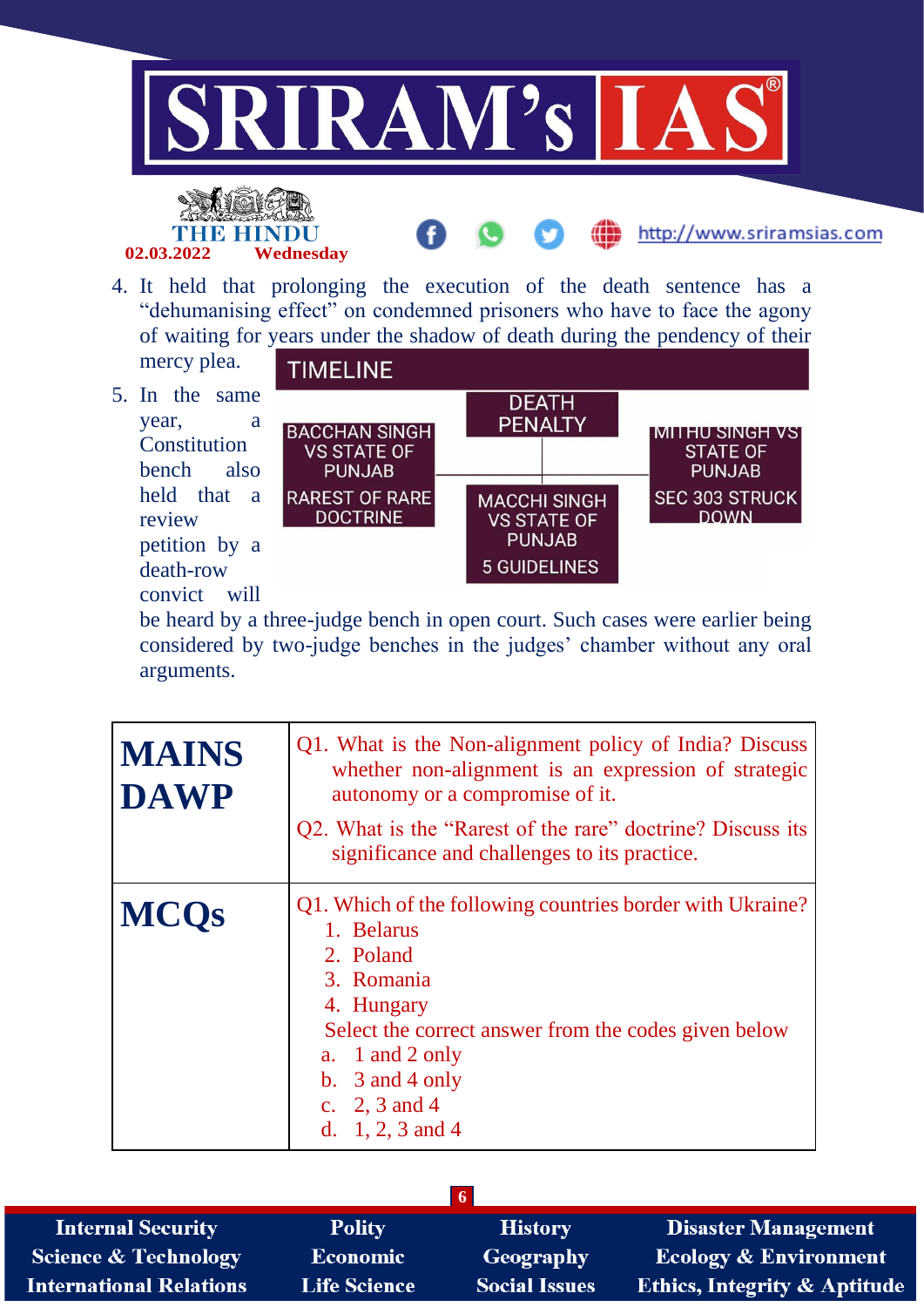4. It held that prolonging the execution of the death sentence has a "dehumanising effect" on condemned prisoners who have to face the agony of waiting for years under the shadow of death during the pendency of their mercy plea.

5. In the same year, a Constitution bench also held that a review petition by a death-row convict will be heard by a three-judge bench in open court. Such cases were earlier being considered by two-judge benches in the judges' chamber without any oral arguments.

TIMELINE

DEATH PENALTY

BACCHAN SINGH VS STATE OF PUNJAB
RAREST OF RARE DOCTRINE

MACCHI SINGH VS STATE OF PUNJAB
5 GUIDELINES

MITHU SINGH VS STATE OF PUNJAB
SEC 303 STRUCK DOWN

| | |
|---|---|
| **MAINS DAWP** | Q1. What is the Non-alignment policy of India? Discuss whether non-alignment is an expression of strategic autonomy or a compromise of it.<br><br>Q2. What is the "Rarest of the rare" doctrine? Discuss its significance and challenges to its practice. |
| **MCQs** | Q1. Which of the following countries border with Ukraine?<br>1. Belarus<br>2. Poland<br>3. Romania<br>4. Hungary<br>Select the correct answer from the codes given below<br>a. 1 and 2 only<br>b. 3 and 4 only<br>c. 2, 3 and 4<br>d. 1, 2, 3 and 4 |